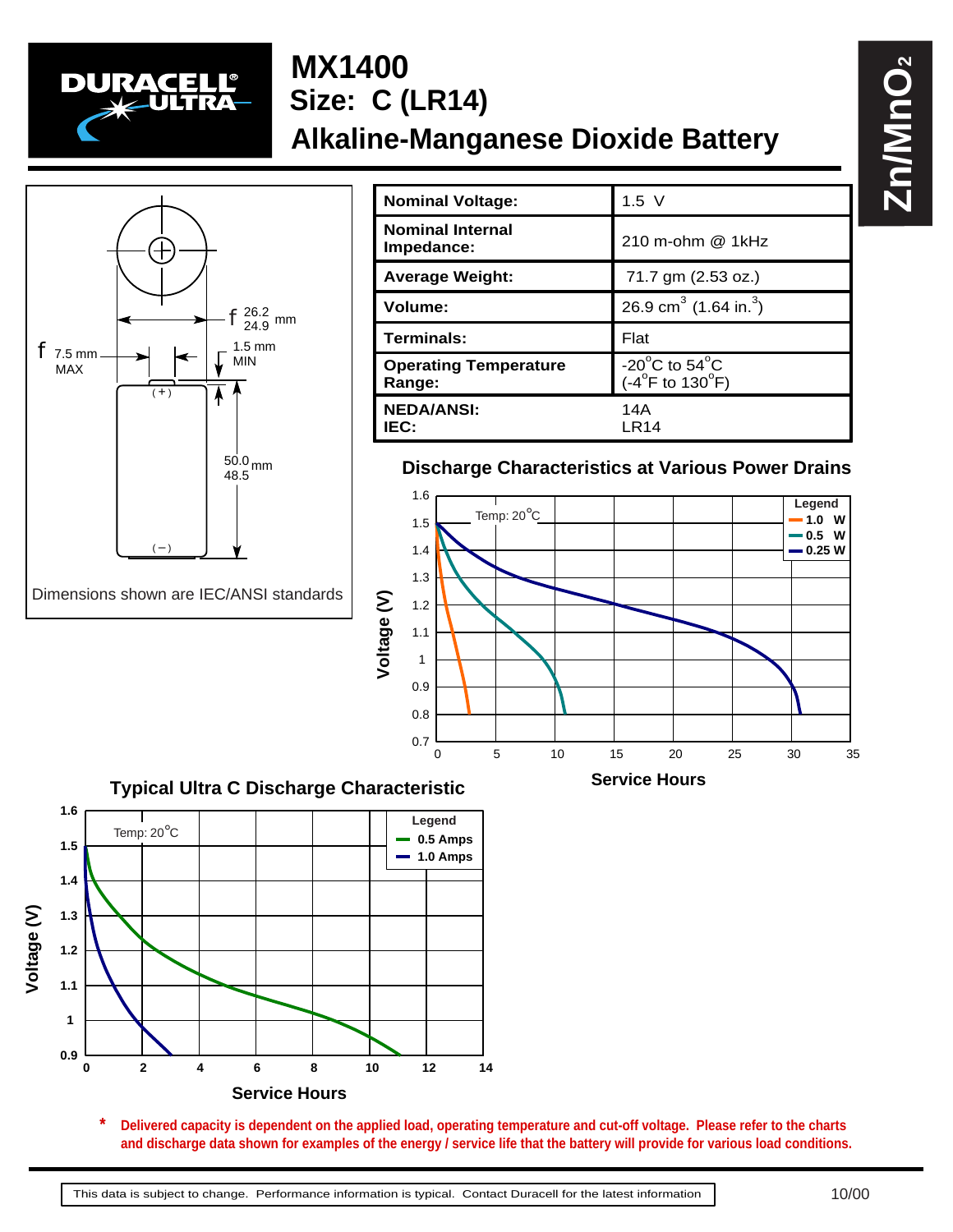# MX1400
## Size: C (LR14)
## Alkaline-Manganese Dioxide Battery

$Zn/MnO_2$

| Nominal Voltage: | 1.5 V |
| --- | --- |
| Nominal Internal Impedance: | 210 m-ohm @ 1kHz |
| Average Weight: | 71.7 gm (2.53 oz.) |
| Volume: | 26.9 $cm^3$ (1.64 $in.^3$) |
| Terminals: | Flat |
| Operating Temperature Range: | -20°C to 54°C (-4°F to 130°F) |
| NEDA/ANSI: IEC: | 14A LR14 |

Dimensions shown are IEC/ANSI standards

### Discharge Characteristics at Various Power Drains

### Typical Ultra C Discharge Characteristic

\* Delivered capacity is dependent on the applied load, operating temperature and cut-off voltage. Please refer to the charts and discharge data shown for examples of the energy / service life that the battery will provide for various load conditions.

This data is subject to change. Performance information is typical. Contact Duracell for the latest information

10/00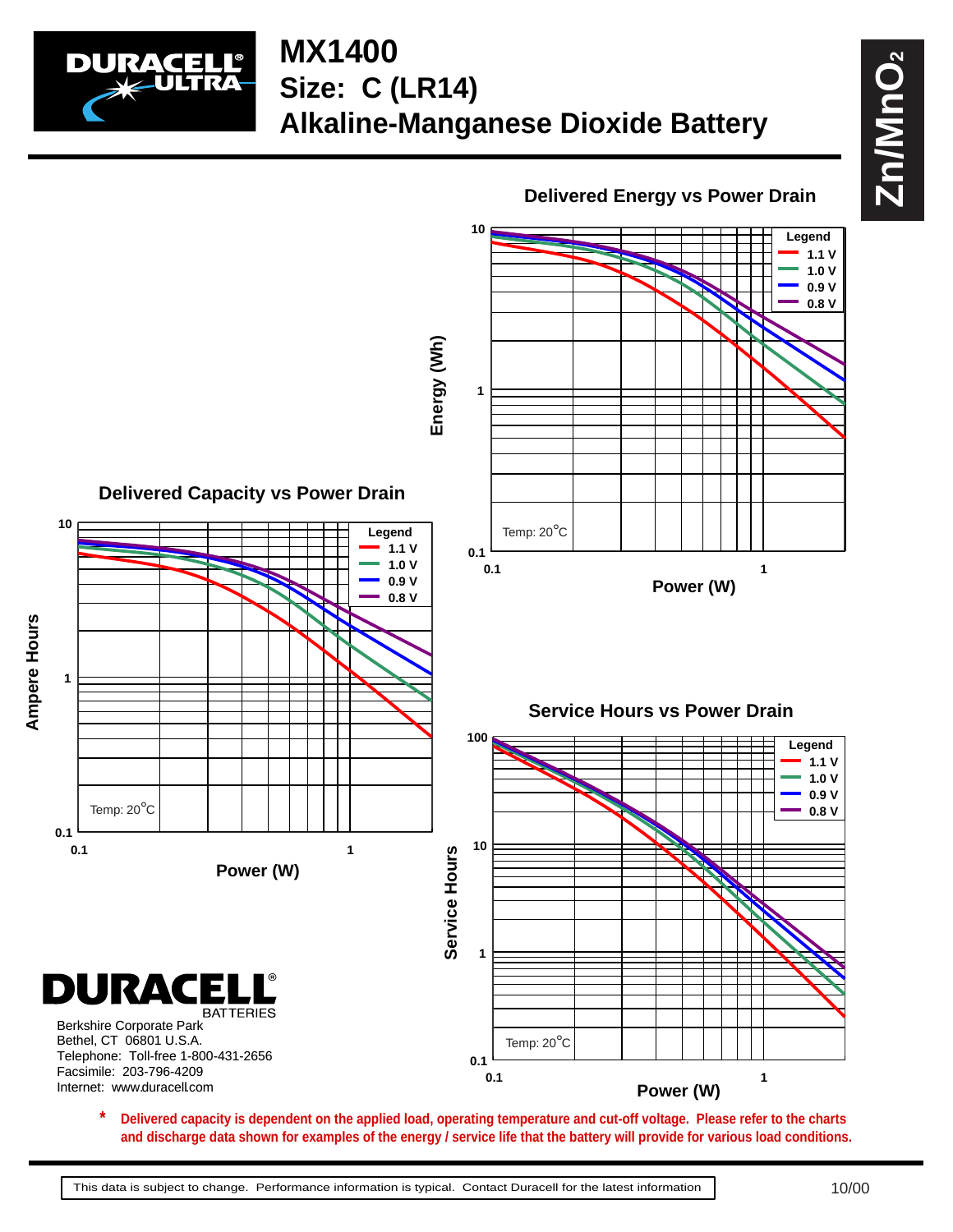# MX1400
## Size: C (LR14)
## Alkaline-Manganese Dioxide Battery

DURACELL® ULTRA

$Zn/MnO_2$

### Delivered Energy vs Power Drain

Energy (Wh)

10

1

0.1

0.1

1

Power (W)

Temp: 20°C

Legend
1.1 V
1.0 V
0.9 V
0.8 V

### Delivered Capacity vs Power Drain

Ampere Hours

10

1

0.1

0.1

1

Power (W)

Temp: 20°C

Legend
1.1 V
1.0 V
0.9 V
0.8 V

### Service Hours vs Power Drain

Service Hours

100

10

1

0.1

0.1

1

Power (W)

Temp: 20°C

Legend
1.1 V
1.0 V
0.9 V
0.8 V

DURACELL® BATTERIES

Berkshire Corporate Park
Bethel, CT 06801 U.S.A.
Telephone: Toll-free 1-800-431-2656
Facsimile: 203-796-4209
Internet: www.duracell.com

**\* Delivered capacity is dependent on the applied load, operating temperature and cut-off voltage. Please refer to the charts and discharge data shown for examples of the energy / service life that the battery will provide for various load conditions.**

This data is subject to change. Performance information is typical. Contact Duracell for the latest information

10/00